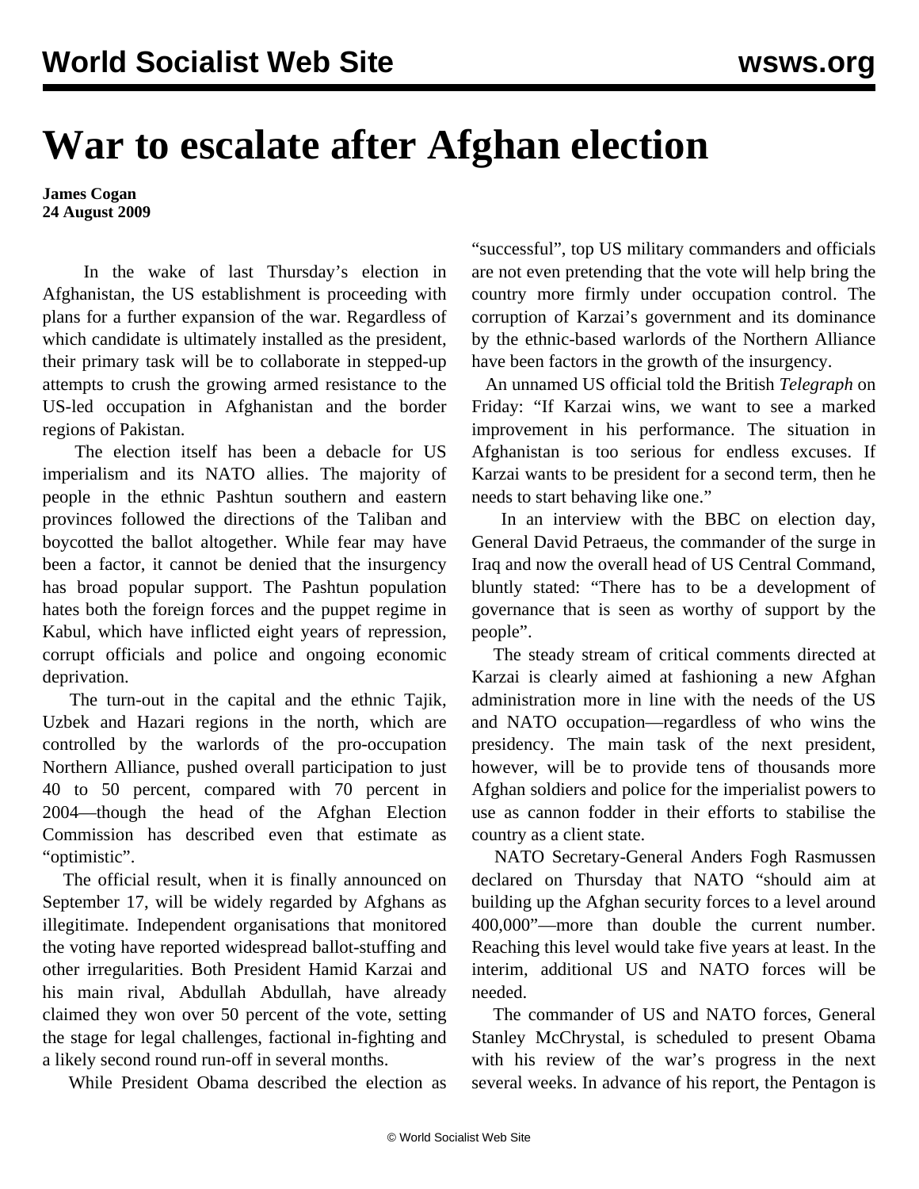# War to escalate after Afghan election

**James Cogan**
**24 August 2009**

In the wake of last Thursday's election in Afghanistan, the US establishment is proceeding with plans for a further expansion of the war. Regardless of which candidate is ultimately installed as the president, their primary task will be to collaborate in stepped-up attempts to crush the growing armed resistance to the US-led occupation in Afghanistan and the border regions of Pakistan.

The election itself has been a debacle for US imperialism and its NATO allies. The majority of people in the ethnic Pashtun southern and eastern provinces followed the directions of the Taliban and boycotted the ballot altogether. While fear may have been a factor, it cannot be denied that the insurgency has broad popular support. The Pashtun population hates both the foreign forces and the puppet regime in Kabul, which have inflicted eight years of repression, corrupt officials and police and ongoing economic deprivation.

The turn-out in the capital and the ethnic Tajik, Uzbek and Hazari regions in the north, which are controlled by the warlords of the pro-occupation Northern Alliance, pushed overall participation to just 40 to 50 percent, compared with 70 percent in 2004—though the head of the Afghan Election Commission has described even that estimate as "optimistic".

The official result, when it is finally announced on September 17, will be widely regarded by Afghans as illegitimate. Independent organisations that monitored the voting have reported widespread ballot-stuffing and other irregularities. Both President Hamid Karzai and his main rival, Abdullah Abdullah, have already claimed they won over 50 percent of the vote, setting the stage for legal challenges, factional in-fighting and a likely second round run-off in several months.

While President Obama described the election as "successful", top US military commanders and officials are not even pretending that the vote will help bring the country more firmly under occupation control. The corruption of Karzai's government and its dominance by the ethnic-based warlords of the Northern Alliance have been factors in the growth of the insurgency.

An unnamed US official told the British *Telegraph* on Friday: "If Karzai wins, we want to see a marked improvement in his performance. The situation in Afghanistan is too serious for endless excuses. If Karzai wants to be president for a second term, then he needs to start behaving like one."

In an interview with the BBC on election day, General David Petraeus, the commander of the surge in Iraq and now the overall head of US Central Command, bluntly stated: "There has to be a development of governance that is seen as worthy of support by the people".

The steady stream of critical comments directed at Karzai is clearly aimed at fashioning a new Afghan administration more in line with the needs of the US and NATO occupation—regardless of who wins the presidency. The main task of the next president, however, will be to provide tens of thousands more Afghan soldiers and police for the imperialist powers to use as cannon fodder in their efforts to stabilise the country as a client state.

NATO Secretary-General Anders Fogh Rasmussen declared on Thursday that NATO "should aim at building up the Afghan security forces to a level around 400,000"—more than double the current number. Reaching this level would take five years at least. In the interim, additional US and NATO forces will be needed.

The commander of US and NATO forces, General Stanley McChrystal, is scheduled to present Obama with his review of the war's progress in the next several weeks. In advance of his report, the Pentagon is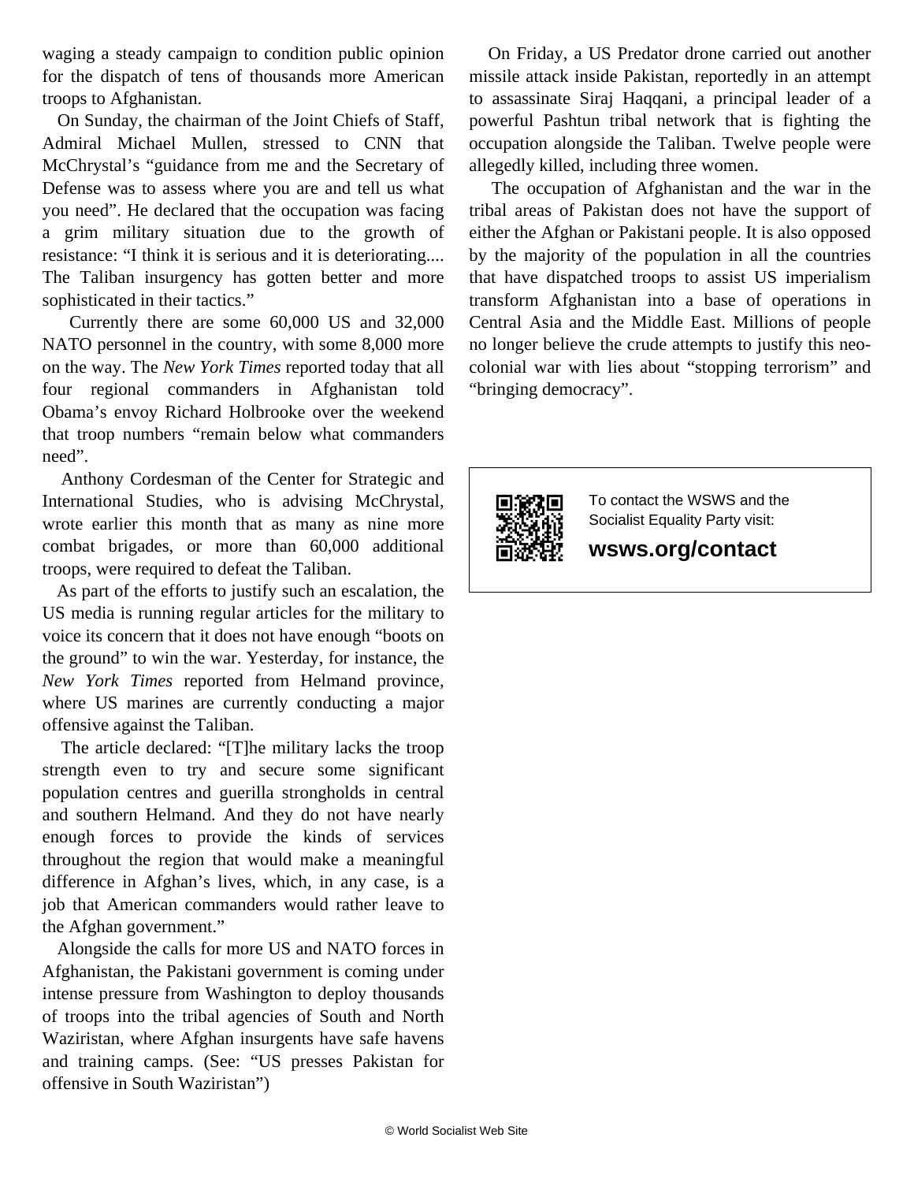waging a steady campaign to condition public opinion for the dispatch of tens of thousands more American troops to Afghanistan.

On Sunday, the chairman of the Joint Chiefs of Staff, Admiral Michael Mullen, stressed to CNN that McChrystal's "guidance from me and the Secretary of Defense was to assess where you are and tell us what you need". He declared that the occupation was facing a grim military situation due to the growth of resistance: "I think it is serious and it is deteriorating.... The Taliban insurgency has gotten better and more sophisticated in their tactics."

Currently there are some 60,000 US and 32,000 NATO personnel in the country, with some 8,000 more on the way. The *New York Times* reported today that all four regional commanders in Afghanistan told Obama's envoy Richard Holbrooke over the weekend that troop numbers "remain below what commanders need".

Anthony Cordesman of the Center for Strategic and International Studies, who is advising McChrystal, wrote earlier this month that as many as nine more combat brigades, or more than 60,000 additional troops, were required to defeat the Taliban.

As part of the efforts to justify such an escalation, the US media is running regular articles for the military to voice its concern that it does not have enough "boots on the ground" to win the war. Yesterday, for instance, the *New York Times* reported from Helmand province, where US marines are currently conducting a major offensive against the Taliban.

The article declared: "[T]he military lacks the troop strength even to try and secure some significant population centres and guerilla strongholds in central and southern Helmand. And they do not have nearly enough forces to provide the kinds of services throughout the region that would make a meaningful difference in Afghan's lives, which, in any case, is a job that American commanders would rather leave to the Afghan government."

Alongside the calls for more US and NATO forces in Afghanistan, the Pakistani government is coming under intense pressure from Washington to deploy thousands of troops into the tribal agencies of South and North Waziristan, where Afghan insurgents have safe havens and training camps. (See: "US presses Pakistan for offensive in South Waziristan")

On Friday, a US Predator drone carried out another missile attack inside Pakistan, reportedly in an attempt to assassinate Siraj Haqqani, a principal leader of a powerful Pashtun tribal network that is fighting the occupation alongside the Taliban. Twelve people were allegedly killed, including three women.

The occupation of Afghanistan and the war in the tribal areas of Pakistan does not have the support of either the Afghan or Pakistani people. It is also opposed by the majority of the population in all the countries that have dispatched troops to assist US imperialism transform Afghanistan into a base of operations in Central Asia and the Middle East. Millions of people no longer believe the crude attempts to justify this neo-colonial war with lies about "stopping terrorism" and "bringing democracy".

To contact the WSWS and the Socialist Equality Party visit:

**wsws.org/contact**